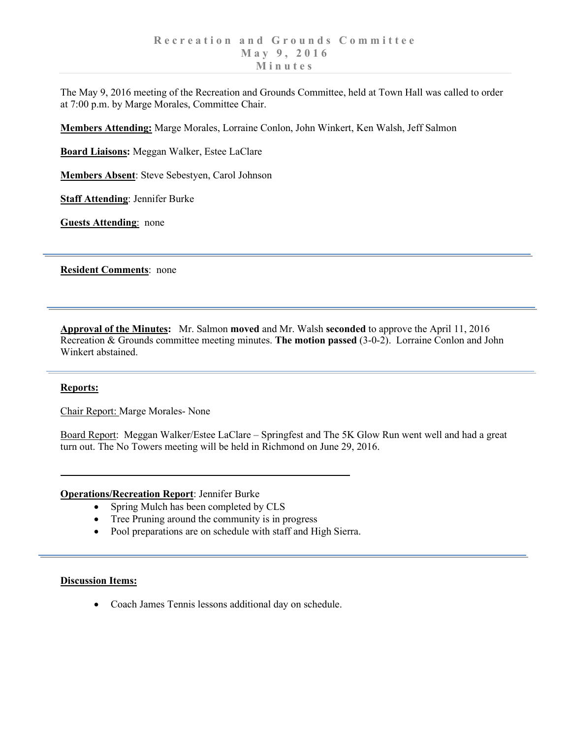# Recreation and Grounds Committee
## May 9, 2016
## Minutes

The May 9, 2016 meeting of the Recreation and Grounds Committee, held at Town Hall was called to order at 7:00 p.m. by Marge Morales, Committee Chair.

**Members Attending:** Marge Morales, Lorraine Conlon, John Winkert, Ken Walsh, Jeff Salmon

**Board Liaisons:** Meggan Walker, Estee LaClare

**Members Absent**: Steve Sebestyen, Carol Johnson

**Staff Attending**: Jennifer Burke

**Guests Attending**: none

---

**Resident Comments**: none

---

**Approval of the Minutes:** Mr. Salmon **moved** and Mr. Walsh **seconded** to approve the April 11, 2016 Recreation & Grounds committee meeting minutes. **The motion passed** (3-0-2). Lorraine Conlon and John Winkert abstained.

---

**Reports:**

Chair Report: Marge Morales- None

Board Report: Meggan Walker/Estee LaClare – Springfest and The 5K Glow Run went well and had a great turn out. The No Towers meeting will be held in Richmond on June 29, 2016.

---

**Operations/Recreation Report**: Jennifer Burke

- Spring Mulch has been completed by CLS
- Tree Pruning around the community is in progress
- Pool preparations are on schedule with staff and High Sierra.

---

**Discussion Items:**

- Coach James Tennis lessons additional day on schedule.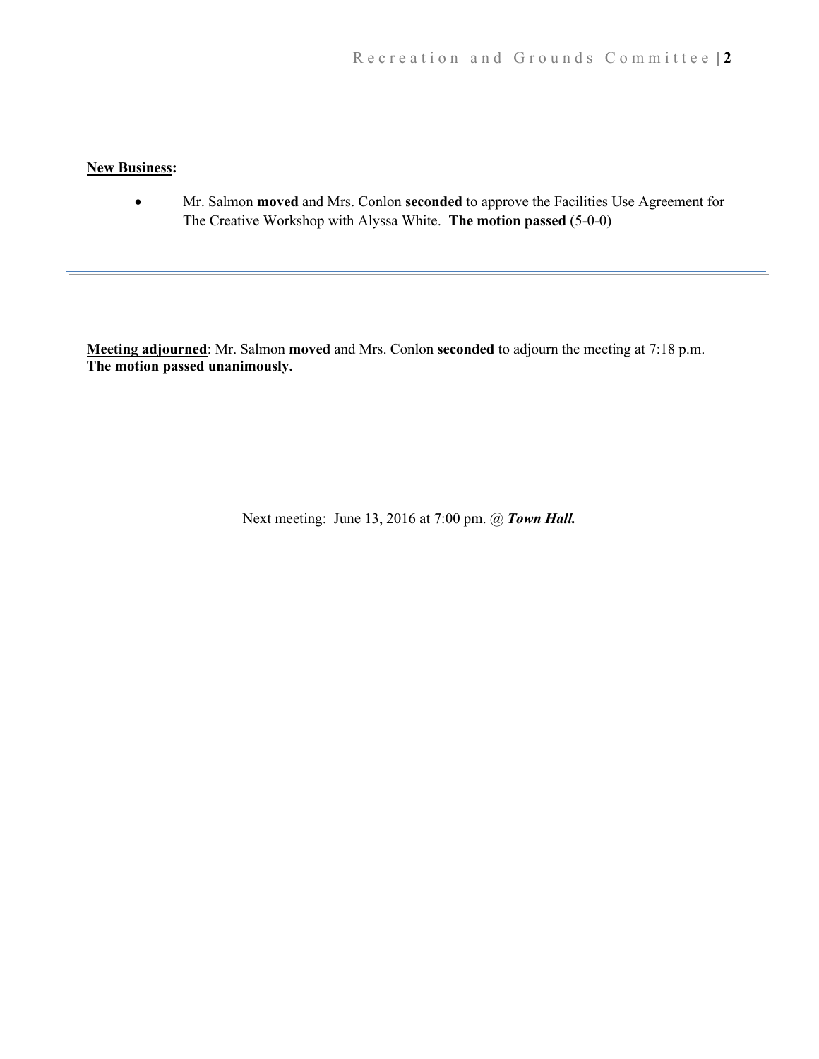**New Business:**

- Mr. Salmon **moved** and Mrs. Conlon **seconded** to approve the Facilities Use Agreement for The Creative Workshop with Alyssa White. **The motion passed** (5-0-0)

---

**Meeting adjourned**: Mr. Salmon **moved** and Mrs. Conlon **seconded** to adjourn the meeting at 7:18 p.m. **The motion passed unanimously.**

Next meeting: June 13, 2016 at 7:00 pm. @ ***Town Hall.***